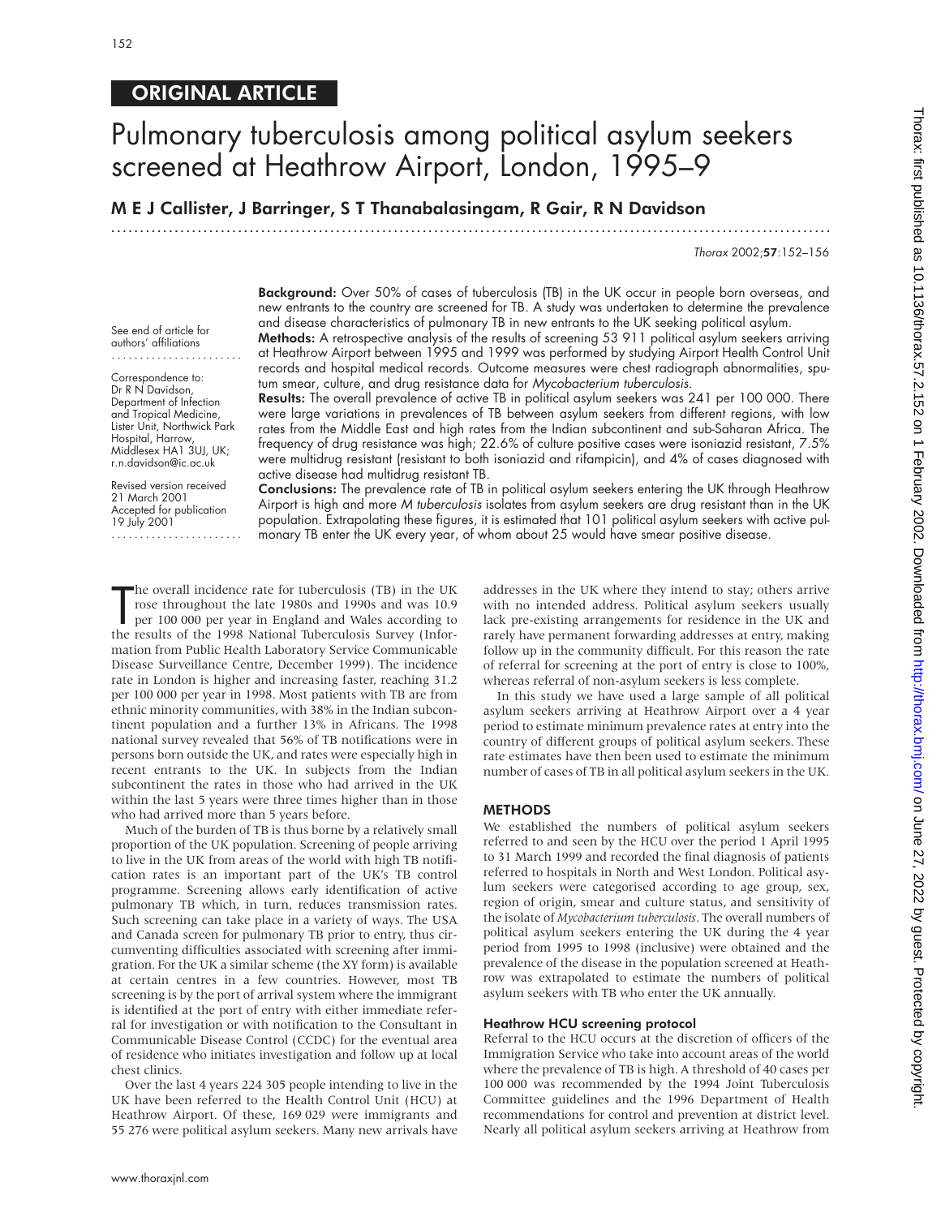ORIGINAL ARTICLE

# Pulmonary tuberculosis among political asylum seekers screened at Heathrow Airport, London, 1995–9

**M E J Callister, J Barringer, S T Thanabalasingam, R Gair, R N Davidson**

See end of article for authors' affiliations

Correspondence to: Dr R N Davidson, Department of Infection and Tropical Medicine, Lister Unit, Northwick Park Hospital, Harrow, Middlesex HA1 3UJ, UK; r.n.davidson@ic.ac.uk

Revised version received 21 March 2001
Accepted for publication 19 July 2001

**Background:** Over 50% of cases of tuberculosis (TB) in the UK occur in people born overseas, and new entrants to the country are screened for TB. A study was undertaken to determine the prevalence and disease characteristics of pulmonary TB in new entrants to the UK seeking political asylum.

**Methods:** A retrospective analysis of the results of screening 53 911 political asylum seekers arriving at Heathrow Airport between 1995 and 1999 was performed by studying Airport Health Control Unit records and hospital medical records. Outcome measures were chest radiograph abnormalities, sputum smear, culture, and drug resistance data for *Mycobacterium tuberculosis*.

**Results:** The overall prevalence of active TB in political asylum seekers was 241 per 100 000. There were large variations in prevalences of TB between asylum seekers from different regions, with low rates from the Middle East and high rates from the Indian subcontinent and sub-Saharan Africa. The frequency of drug resistance was high; 22.6% of culture positive cases were isoniazid resistant, 7.5% were multidrug resistant (resistant to both isoniazid and rifampicin), and 4% of cases diagnosed with active disease had multidrug resistant TB.

**Conclusions:** The prevalence rate of TB in political asylum seekers entering the UK through Heathrow Airport is high and more *M tuberculosis* isolates from asylum seekers are drug resistant than in the UK population. Extrapolating these figures, it is estimated that 101 political asylum seekers with active pulmonary TB enter the UK every year, of whom about 25 would have smear positive disease.

The overall incidence rate for tuberculosis (TB) in the UK rose throughout the late 1980s and 1990s and was 10.9 per 100 000 per year in England and Wales according to the results of the 1998 National Tuberculosis Survey (Information from Public Health Laboratory Service Communicable Disease Surveillance Centre, December 1999). The incidence rate in London is higher and increasing faster, reaching 31.2 per 100 000 per year in 1998. Most patients with TB are from ethnic minority communities, with 38% in the Indian subcontinent population and a further 13% in Africans. The 1998 national survey revealed that 56% of TB notifications were in persons born outside the UK, and rates were especially high in recent entrants to the UK. In subjects from the Indian subcontinent the rates in those who had arrived in the UK within the last 5 years were three times higher than in those who had arrived more than 5 years before.

Much of the burden of TB is thus borne by a relatively small proportion of the UK population. Screening of people arriving to live in the UK from areas of the world with high TB notification rates is an important part of the UK's TB control programme. Screening allows early identification of active pulmonary TB which, in turn, reduces transmission rates. Such screening can take place in a variety of ways. The USA and Canada screen for pulmonary TB prior to entry, thus circumventing difficulties associated with screening after immigration. For the UK a similar scheme (the XY form) is available at certain centres in a few countries. However, most TB screening is by the port of arrival system where the immigrant is identified at the port of entry with either immediate referral for investigation or with notification to the Consultant in Communicable Disease Control (CCDC) for the eventual area of residence who initiates investigation and follow up at local chest clinics.

Over the last 4 years 224 305 people intending to live in the UK have been referred to the Health Control Unit (HCU) at Heathrow Airport. Of these, 169 029 were immigrants and 55 276 were political asylum seekers. Many new arrivals have addresses in the UK where they intend to stay; others arrive with no intended address. Political asylum seekers usually lack pre-existing arrangements for residence in the UK and rarely have permanent forwarding addresses at entry, making follow up in the community difficult. For this reason the rate of referral for screening at the port of entry is close to 100%, whereas referral of non-asylum seekers is less complete.

In this study we have used a large sample of all political asylum seekers arriving at Heathrow Airport over a 4 year period to estimate minimum prevalence rates at entry into the country of different groups of political asylum seekers. These rate estimates have then been used to estimate the minimum number of cases of TB in all political asylum seekers in the UK.

## METHODS

We established the numbers of political asylum seekers referred to and seen by the HCU over the period 1 April 1995 to 31 March 1999 and recorded the final diagnosis of patients referred to hospitals in North and West London. Political asylum seekers were categorised according to age group, sex, region of origin, smear and culture status, and sensitivity of the isolate of *Mycobacterium tuberculosis*. The overall numbers of political asylum seekers entering the UK during the 4 year period from 1995 to 1998 (inclusive) were obtained and the prevalence of the disease in the population screened at Heathrow was extrapolated to estimate the numbers of political asylum seekers with TB who enter the UK annually.

### Heathrow HCU screening protocol

Referral to the HCU occurs at the discretion of officers of the Immigration Service who take into account areas of the world where the prevalence of TB is high. A threshold of 40 cases per 100 000 was recommended by the 1994 Joint Tuberculosis Committee guidelines and the 1996 Department of Health recommendations for control and prevention at district level. Nearly all political asylum seekers arriving at Heathrow from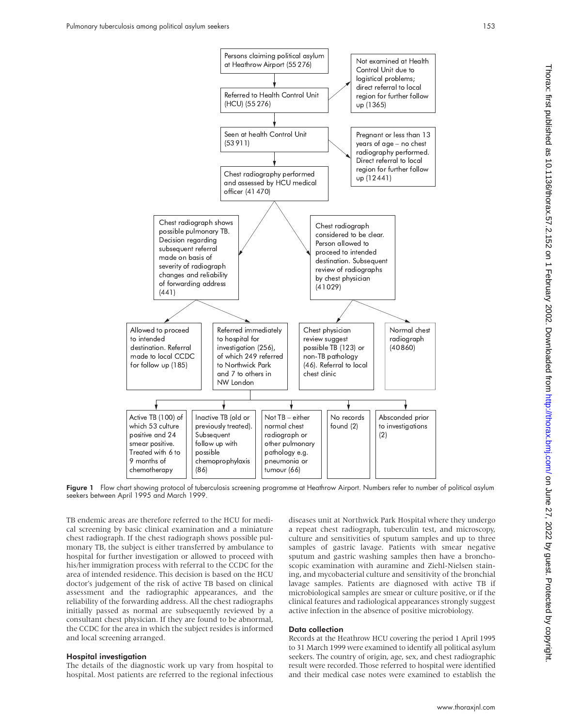Persons claiming political asylum at Heathrow Airport (55 276)

Referred to Health Control Unit (HCU) (55 276)

Not examined at Health Control Unit due to logistical problems; direct referral to local region for further follow up (1365)

Seen at health Control Unit (53 911)

Pregnant or less than 13 years of age – no chest radiography performed. Direct referral to local region for further follow up (12 441)

Chest radiography performed and assessed by HCU medical officer (41 470)

Chest radiograph shows possible pulmonary TB. Decision regarding subsequent referral made on basis of severity of radiograph changes and reliability of forwarding address (441)

Chest radiograph considered to be clear. Person allowed to proceed to intended destination. Subsequent review of radiographs by chest physician (41 029)

Allowed to proceed to intended destination. Referral made to local CCDC for follow up (185)

Referred immediately to hospital for investigation (256), of which 249 referred to Northwick Park and 7 to others in NW London

Chest physician review suggest possible TB (123) or non-TB pathology (46). Referral to local chest clinic

Normal chest radiograph (40 860)

Active TB (100) of which 53 culture positive and 24 smear positive. Treated with 6 to 9 months of chemotherapy

Inactive TB (old or previously treated). Subsequent follow up with possible chemoprophylaxis (86)

Not TB – either normal chest radiograph or other pulmonary pathology e.g. pneumonia or tumour (66)

No records found (2)

Absconded prior to investigations (2)

**Figure 1** Flow chart showing protocol of tuberculosis screening programme at Heathrow Airport. Numbers refer to number of political asylum seekers between April 1995 and March 1999.

TB endemic areas are therefore referred to the HCU for medical screening by basic clinical examination and a miniature chest radiograph. If the chest radiograph shows possible pulmonary TB, the subject is either transferred by ambulance to hospital for further investigation or allowed to proceed with his/her immigration process with referral to the CCDC for the area of intended residence. This decision is based on the HCU doctor's judgement of the risk of active TB based on clinical assessment and the radiographic appearances, and the reliability of the forwarding address. All the chest radiographs initially passed as normal are subsequently reviewed by a consultant chest physician. If they are found to be abnormal, the CCDC for the area in which the subject resides is informed and local screening arranged.

### Hospital investigation

The details of the diagnostic work up vary from hospital to hospital. Most patients are referred to the regional infectious diseases unit at Northwick Park Hospital where they undergo a repeat chest radiograph, tuberculin test, and microscopy, culture and sensitivities of sputum samples and up to three samples of gastric lavage. Patients with smear negative sputum and gastric washing samples then have a bronchoscopic examination with auramine and Ziehl-Nielsen staining, and mycobacterial culture and sensitivity of the bronchial lavage samples. Patients are diagnosed with active TB if microbiological samples are smear or culture positive, or if the clinical features and radiological appearances strongly suggest active infection in the absence of positive microbiology.

### Data collection

Records at the Heathrow HCU covering the period 1 April 1995 to 31 March 1999 were examined to identify all political asylum seekers. The country of origin, age, sex, and chest radiographic result were recorded. Those referred to hospital were identified and their medical case notes were examined to establish the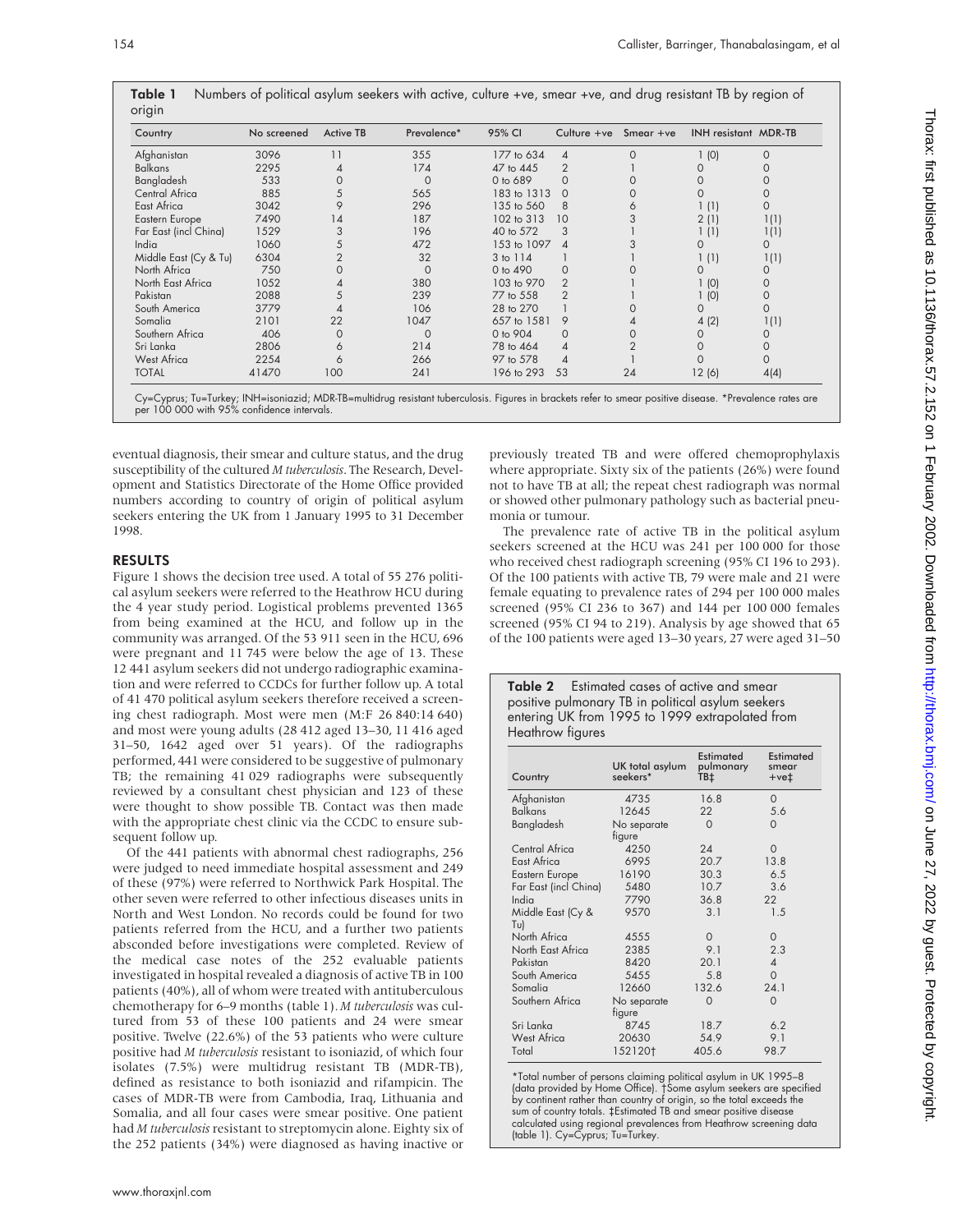**Table 1** Numbers of political asylum seekers with active, culture +ve, smear +ve, and drug resistant TB by region of origin

| Country | No screened | Active TB | Prevalence* | 95% CI | Culture +ve | Smear +ve | INH resistant | MDR-TB |
|---|---|---|---|---|---|---|---|---|
| Afghanistan | 3096 | 11 | 355 | 177 to 634 | 4 | 0 | 1 (0) | 0 |
| Balkans | 2295 | 4 | 174 | 47 to 445 | 2 | 1 | 0 | 0 |
| Bangladesh | 533 | 0 | 0 | 0 to 689 | 0 | 0 | 0 | 0 |
| Central Africa | 885 | 5 | 565 | 183 to 1313 | 0 | 0 | 0 | 0 |
| East Africa | 3042 | 9 | 296 | 135 to 560 | 8 | 6 | 1 (1) | 0 |
| Eastern Europe | 7490 | 14 | 187 | 102 to 313 | 10 | 3 | 2 (1) | 1(1) |
| Far East (incl China) | 1529 | 3 | 196 | 40 to 572 | 3 | 1 | 1 (1) | 1(1) |
| India | 1060 | 5 | 472 | 153 to 1097 | 4 | 3 | 0 | 0 |
| Middle East (Cy & Tu) | 6304 | 2 | 32 | 3 to 114 | 1 | 1 | 1 (1) | 1(1) |
| North Africa | 750 | 0 | 0 | 0 to 490 | 0 | 0 | 0 | 0 |
| North East Africa | 1052 | 4 | 380 | 103 to 970 | 2 | 1 | 1 (0) | 0 |
| Pakistan | 2088 | 5 | 239 | 77 to 558 | 2 | 1 | 1 (0) | 0 |
| South America | 3779 | 4 | 106 | 28 to 270 | 1 | 0 | 0 | 0 |
| Somalia | 2101 | 22 | 1047 | 657 to 1581 | 9 | 4 | 4 (2) | 1(1) |
| Southern Africa | 406 | 0 | 0 | 0 to 904 | 0 | 0 | 0 | 0 |
| Sri Lanka | 2806 | 6 | 214 | 78 to 464 | 4 | 2 | 0 | 0 |
| West Africa | 2254 | 6 | 266 | 97 to 578 | 4 | 1 | 0 | 0 |
| TOTAL | 41470 | 100 | 241 | 196 to 293 | 53 | 24 | 12 (6) | 4(4) |

Cy=Cyprus; Tu=Turkey; INH=isoniazid; MDR-TB=multidrug resistant tuberculosis. Figures in brackets refer to smear positive disease. *Prevalence rates are per 100 000 with 95% confidence intervals.

eventual diagnosis, their smear and culture status, and the drug susceptibility of the cultured *M tuberculosis*. The Research, Development and Statistics Directorate of the Home Office provided numbers according to country of origin of political asylum seekers entering the UK from 1 January 1995 to 31 December 1998.

## RESULTS

Figure 1 shows the decision tree used. A total of 55 276 political asylum seekers were referred to the Heathrow HCU during the 4 year study period. Logistical problems prevented 1365 from being examined at the HCU, and follow up in the community was arranged. Of the 53 911 seen in the HCU, 696 were pregnant and 11 745 were below the age of 13. These 12 441 asylum seekers did not undergo radiographic examination and were referred to CCDCs for further follow up. A total of 41 470 political asylum seekers therefore received a screening chest radiograph. Most were men (M:F 26 840:14 640) and most were young adults (28 412 aged 13–30, 11 416 aged 31–50, 1642 aged over 51 years). Of the radiographs performed, 441 were considered to be suggestive of pulmonary TB; the remaining 41 029 radiographs were subsequently reviewed by a consultant chest physician and 123 of these were thought to show possible TB. Contact was then made with the appropriate chest clinic via the CCDC to ensure subsequent follow up.

Of the 441 patients with abnormal chest radiographs, 256 were judged to need immediate hospital assessment and 249 of these (97%) were referred to Northwick Park Hospital. The other seven were referred to other infectious diseases units in North and West London. No records could be found for two patients referred from the HCU, and a further two patients absconded before investigations were completed. Review of the medical case notes of the 252 evaluable patients investigated in hospital revealed a diagnosis of active TB in 100 patients (40%), all of whom were treated with antituberculous chemotherapy for 6–9 months (table 1). *M tuberculosis* was cultured from 53 of these 100 patients and 24 were smear positive. Twelve (22.6%) of the 53 patients who were culture positive had *M tuberculosis* resistant to isoniazid, of which four isolates (7.5%) were multidrug resistant TB (MDR-TB), defined as resistance to both isoniazid and rifampicin. The cases of MDR-TB were from Cambodia, Iraq, Lithuania and Somalia, and all four cases were smear positive. One patient had *M tuberculosis* resistant to streptomycin alone. Eighty six of the 252 patients (34%) were diagnosed as having inactive or previously treated TB and were offered chemoprophylaxis where appropriate. Sixty six of the patients (26%) were found not to have TB at all; the repeat chest radiograph was normal or showed other pulmonary pathology such as bacterial pneumonia or tumour.

The prevalence rate of active TB in the political asylum seekers screened at the HCU was 241 per 100 000 for those who received chest radiograph screening (95% CI 196 to 293). Of the 100 patients with active TB, 79 were male and 21 were female equating to prevalence rates of 294 per 100 000 males screened (95% CI 236 to 367) and 144 per 100 000 females screened (95% CI 94 to 219). Analysis by age showed that 65 of the 100 patients were aged 13–30 years, 27 were aged 31–50

**Table 2** Estimated cases of active and smear positive pulmonary TB in political asylum seekers entering UK from 1995 to 1999 extrapolated from Heathrow figures

| Country | UK total asylum seekers* | Estimated pulmonary TB‡ | Estimated smear +ve‡ |
|---|---|---|---|
| Afghanistan | 4735 | 16.8 | 0 |
| Balkans | 12645 | 22 | 5.6 |
| Bangladesh | No separate figure | 0 | 0 |
| Central Africa | 4250 | 24 | 0 |
| East Africa | 6995 | 20.7 | 13.8 |
| Eastern Europe | 16190 | 30.3 | 6.5 |
| Far East (incl China) | 5480 | 10.7 | 3.6 |
| India | 7790 | 36.8 | 22 |
| Middle East (Cy & Tu) | 9570 | 3.1 | 1.5 |
| North Africa | 4555 | 0 | 0 |
| North East Africa | 2385 | 9.1 | 2.3 |
| Pakistan | 8420 | 20.1 | 4 |
| South America | 5455 | 5.8 | 0 |
| Somalia | 12660 | 132.6 | 24.1 |
| Southern Africa | No separate figure | 0 | 0 |
| Sri Lanka | 8745 | 18.7 | 6.2 |
| West Africa | 20630 | 54.9 | 9.1 |
| Total | 152120† | 405.6 | 98.7 |

*Total number of persons claiming political asylum in UK 1995–8 (data provided by Home Office). †Some asylum seekers are specified by continent rather than country of origin, so the total exceeds the sum of country totals. ‡Estimated TB and smear positive disease calculated using regional prevalences from Heathrow screening data (table 1). Cy=Cyprus; Tu=Turkey.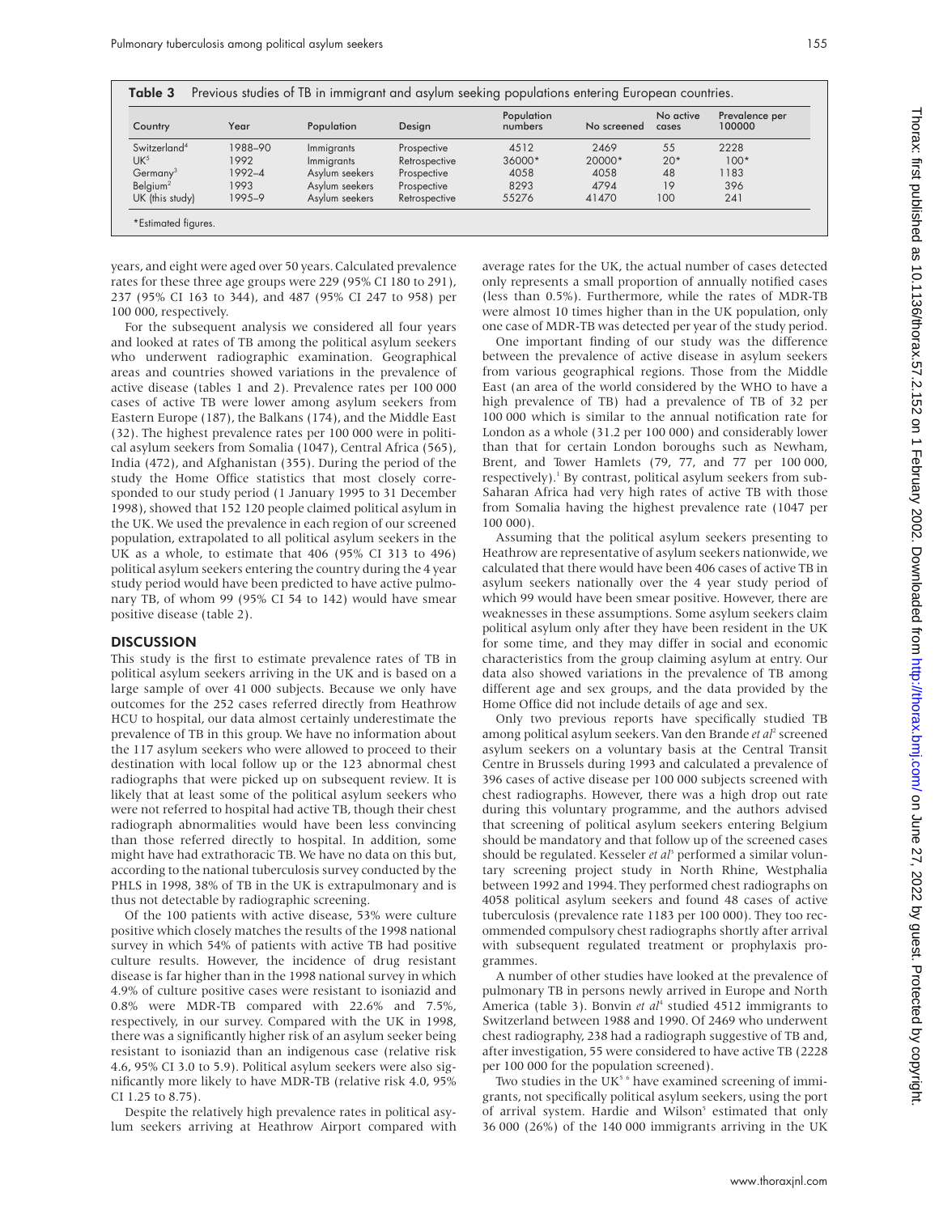**Table 3** Previous studies of TB in immigrant and asylum seeking populations entering European countries.

| Country | Year | Population | Design | Population numbers | No screened | No active cases | Prevalence per 100000 |
|---|---|---|---|---|---|---|---|
| Switzerland[4] | 1988–90 | Immigrants | Prospective | 4512 | 2469 | 55 | 2228 |
| UK[5] | 1992 | Immigrants | Retrospective | 36000* | 20000* | 20* | 100* |
| Germany[3] | 1992–4 | Asylum seekers | Prospective | 4058 | 4058 | 48 | 1183 |
| Belgium[2] | 1993 | Asylum seekers | Prospective | 8293 | 4794 | 19 | 396 |
| UK (this study) | 1995–9 | Asylum seekers | Retrospective | 55276 | 41470 | 100 | 241 |

*Estimated figures.

years, and eight were aged over 50 years. Calculated prevalence rates for these three age groups were 229 (95% CI 180 to 291), 237 (95% CI 163 to 344), and 487 (95% CI 247 to 958) per 100 000, respectively.

For the subsequent analysis we considered all four years and looked at rates of TB among the political asylum seekers who underwent radiographic examination. Geographical areas and countries showed variations in the prevalence of active disease (tables 1 and 2). Prevalence rates per 100 000 cases of active TB were lower among asylum seekers from Eastern Europe (187), the Balkans (174), and the Middle East (32). The highest prevalence rates per 100 000 were in political asylum seekers from Somalia (1047), Central Africa (565), India (472), and Afghanistan (355). During the period of the study the Home Office statistics that most closely corresponded to our study period (1 January 1995 to 31 December 1998), showed that 152 120 people claimed political asylum in the UK. We used the prevalence in each region of our screened population, extrapolated to all political asylum seekers in the UK as a whole, to estimate that 406 (95% CI 313 to 496) political asylum seekers entering the country during the 4 year study period would have been predicted to have active pulmonary TB, of whom 99 (95% CI 54 to 142) would have smear positive disease (table 2).

## DISCUSSION

This study is the first to estimate prevalence rates of TB in political asylum seekers arriving in the UK and is based on a large sample of over 41 000 subjects. Because we only have outcomes for the 252 cases referred directly from Heathrow HCU to hospital, our data almost certainly underestimate the prevalence of TB in this group. We have no information about the 117 asylum seekers who were allowed to proceed to their destination with local follow up or the 123 abnormal chest radiographs that were picked up on subsequent review. It is likely that at least some of the political asylum seekers who were not referred to hospital had active TB, though their chest radiograph abnormalities would have been less convincing than those referred directly to hospital. In addition, some might have had extrathoracic TB. We have no data on this but, according to the national tuberculosis survey conducted by the PHLS in 1998, 38% of TB in the UK is extrapulmonary and is thus not detectable by radiographic screening.

Of the 100 patients with active disease, 53% were culture positive which closely matches the results of the 1998 national survey in which 54% of patients with active TB had positive culture results. However, the incidence of drug resistant disease is far higher than in the 1998 national survey in which 4.9% of culture positive cases were resistant to isoniazid and 0.8% were MDR-TB compared with 22.6% and 7.5%, respectively, in our survey. Compared with the UK in 1998, there was a significantly higher risk of an asylum seeker being resistant to isoniazid than an indigenous case (relative risk 4.6, 95% CI 3.0 to 5.9). Political asylum seekers were also significantly more likely to have MDR-TB (relative risk 4.0, 95% CI 1.25 to 8.75).

Despite the relatively high prevalence rates in political asylum seekers arriving at Heathrow Airport compared with average rates for the UK, the actual number of cases detected only represents a small proportion of annually notified cases (less than 0.5%). Furthermore, while the rates of MDR-TB were almost 10 times higher than in the UK population, only one case of MDR-TB was detected per year of the study period.

One important finding of our study was the difference between the prevalence of active disease in asylum seekers from various geographical regions. Those from the Middle East (an area of the world considered by the WHO to have a high prevalence of TB) had a prevalence of TB of 32 per 100 000 which is similar to the annual notification rate for London as a whole (31.2 per 100 000) and considerably lower than that for certain London boroughs such as Newham, Brent, and Tower Hamlets (79, 77, and 77 per 100 000, respectively).[1] By contrast, political asylum seekers from sub-Saharan Africa had very high rates of active TB with those from Somalia having the highest prevalence rate (1047 per 100 000).

Assuming that the political asylum seekers presenting to Heathrow are representative of asylum seekers nationwide, we calculated that there would have been 406 cases of active TB in asylum seekers nationally over the 4 year study period of which 99 would have been smear positive. However, there are weaknesses in these assumptions. Some asylum seekers claim political asylum only after they have been resident in the UK for some time, and they may differ in social and economic characteristics from the group claiming asylum at entry. Our data also showed variations in the prevalence of TB among different age and sex groups, and the data provided by the Home Office did not include details of age and sex.

Only two previous reports have specifically studied TB among political asylum seekers. Van den Brande *et al*[2] screened asylum seekers on a voluntary basis at the Central Transit Centre in Brussels during 1993 and calculated a prevalence of 396 cases of active disease per 100 000 subjects screened with chest radiographs. However, there was a high drop out rate during this voluntary programme, and the authors advised that screening of political asylum seekers entering Belgium should be mandatory and that follow up of the screened cases should be regulated. Kesseler *et al*[3] performed a similar voluntary screening project study in North Rhine, Westphalia between 1992 and 1994. They performed chest radiographs on 4058 political asylum seekers and found 48 cases of active tuberculosis (prevalence rate 1183 per 100 000). They too recommended compulsory chest radiographs shortly after arrival with subsequent regulated treatment or prophylaxis programmes.

A number of other studies have looked at the prevalence of pulmonary TB in persons newly arrived in Europe and North America (table 3). Bonvin *et al*[4] studied 4512 immigrants to Switzerland between 1988 and 1990. Of 2469 who underwent chest radiography, 238 had a radiograph suggestive of TB and, after investigation, 55 were considered to have active TB (2228 per 100 000 for the population screened).

Two studies in the UK[5,6] have examined screening of immigrants, not specifically political asylum seekers, using the port of arrival system. Hardie and Wilson[5] estimated that only 36 000 (26%) of the 140 000 immigrants arriving in the UK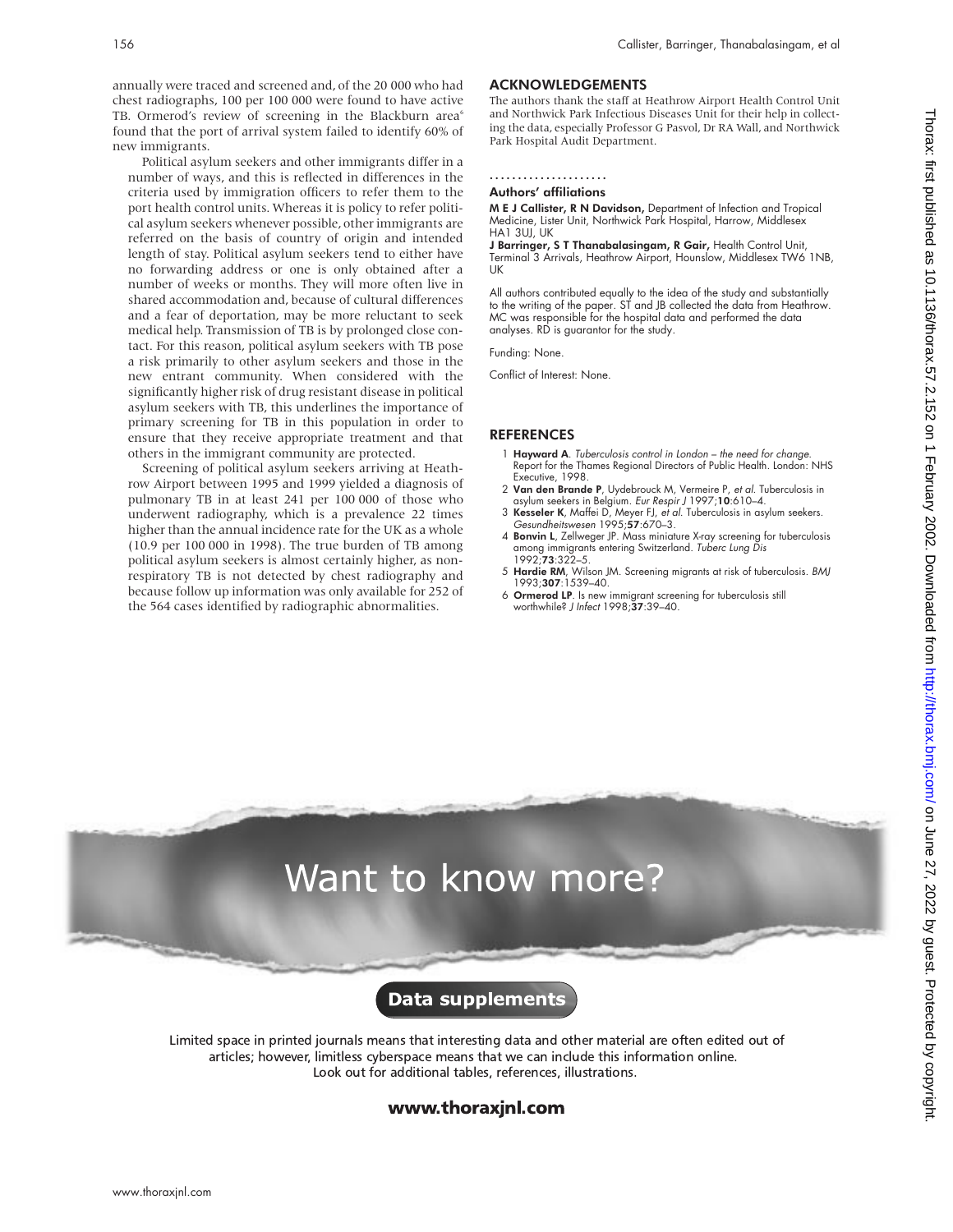annually were traced and screened and, of the 20 000 who had chest radiographs, 100 per 100 000 were found to have active TB. Ormerod's review of screening in the Blackburn area[6] found that the port of arrival system failed to identify 60% of new immigrants.

Political asylum seekers and other immigrants differ in a number of ways, and this is reflected in differences in the criteria used by immigration officers to refer them to the port health control units. Whereas it is policy to refer political asylum seekers whenever possible, other immigrants are referred on the basis of country of origin and intended length of stay. Political asylum seekers tend to either have no forwarding address or one is only obtained after a number of weeks or months. They will more often live in shared accommodation and, because of cultural differences and a fear of deportation, may be more reluctant to seek medical help. Transmission of TB is by prolonged close contact. For this reason, political asylum seekers with TB pose a risk primarily to other asylum seekers and those in the new entrant community. When considered with the significantly higher risk of drug resistant disease in political asylum seekers with TB, this underlines the importance of primary screening for TB in this population in order to ensure that they receive appropriate treatment and that others in the immigrant community are protected.

Screening of political asylum seekers arriving at Heathrow Airport between 1995 and 1999 yielded a diagnosis of pulmonary TB in at least 241 per 100 000 of those who underwent radiography, which is a prevalence 22 times higher than the annual incidence rate for the UK as a whole (10.9 per 100 000 in 1998). The true burden of TB among political asylum seekers is almost certainly higher, as non-respiratory TB is not detected by chest radiography and because follow up information was only available for 252 of the 564 cases identified by radiographic abnormalities.

## ACKNOWLEDGEMENTS

The authors thank the staff at Heathrow Airport Health Control Unit and Northwick Park Infectious Diseases Unit for their help in collecting the data, especially Professor G Pasvol, Dr RA Wall, and Northwick Park Hospital Audit Department.

### Authors' affiliations

**M E J Callister, R N Davidson,** Department of Infection and Tropical Medicine, Lister Unit, Northwick Park Hospital, Harrow, Middlesex HA1 3UJ, UK

**J Barringer, S T Thanabalasingam, R Gair,** Health Control Unit, Terminal 3 Arrivals, Heathrow Airport, Hounslow, Middlesex TW6 1NB, UK

All authors contributed equally to the idea of the study and substantially to the writing of the paper. ST and JB collected the data from Heathrow. MC was responsible for the hospital data and performed the data analyses. RD is guarantor for the study.

Funding: None.

Conflict of Interest: None.

## REFERENCES

1. **Hayward A**. *Tuberculosis control in London – the need for change.* Report for the Thames Regional Directors of Public Health. London: NHS Executive, 1998.
2. **Van den Brande P**, Uydebrouck M, Vermeire P, *et al*. Tuberculosis in asylum seekers in Belgium. *Eur Respir J* 1997;**10**:610–4.
3. **Kesseler K**, Maffei D, Meyer FJ, *et al*. Tuberculosis in asylum seekers. *Gesundheitswesen* 1995;**57**:670–3.
4. **Bonvin L**, Zellweger JP. Mass miniature X-ray screening for tuberculosis among immigrants entering Switzerland. *Tuberc Lung Dis* 1992;**73**:322–5.
5. **Hardie RM**, Wilson JM. Screening migrants at risk of tuberculosis. *BMJ* 1993;**307**:1539–40.
6. **Ormerod LP**. Is new immigrant screening for tuberculosis still worthwhile? *J Infect* 1998;**37**:39–40.

Want to know more?

**Data supplements**

Limited space in printed journals means that interesting data and other material are often edited out of articles; however, limitless cyberspace means that we can include this information online. Look out for additional tables, references, illustrations.

**www.thoraxjnl.com**